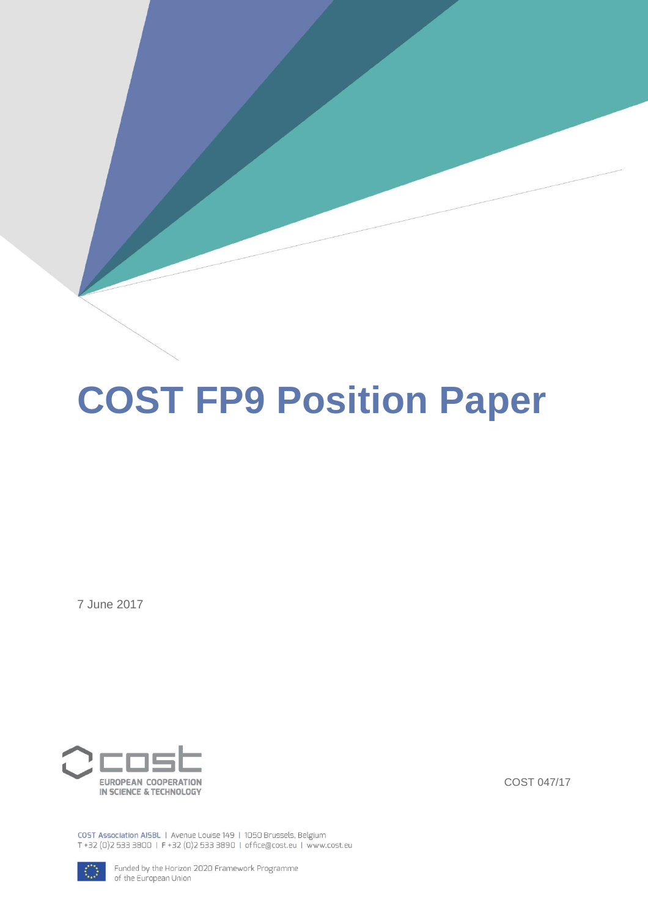# COST FP9 Position Paper

7 June 2017

EUROPEAN COOPERATION IN SCIENCE & TECHNOLOGY

COST 047/17

COST Association AISBL | Avenue Louise 149 | 1050 Brussels, Belgium
T +32 (0)2 533 3800 | F +32 (0)2 533 3890 | office@cost.eu | www.cost.eu

Funded by the Horizon 2020 Framework Programme of the European Union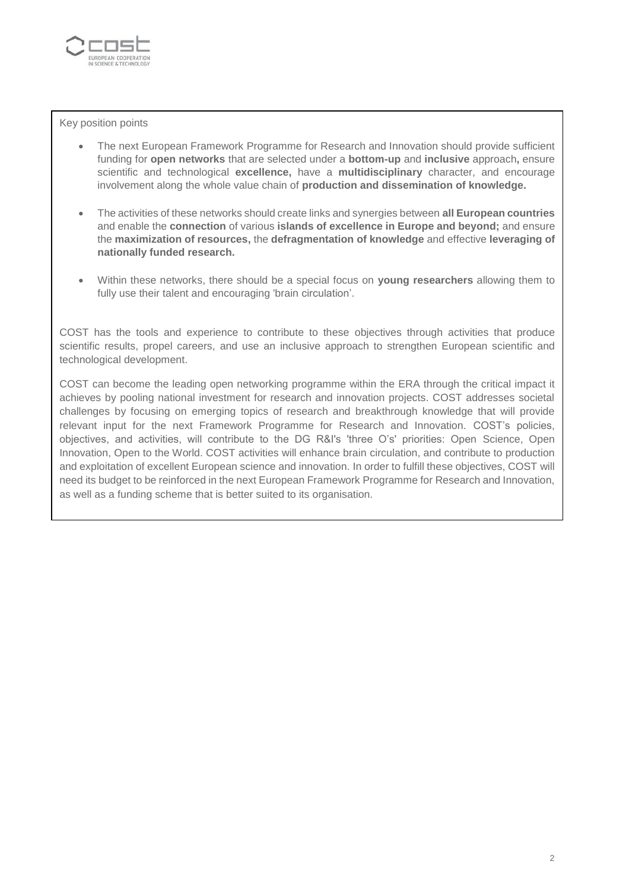Key position points

- The next European Framework Programme for Research and Innovation should provide sufficient funding for **open networks** that are selected under a **bottom-up** and **inclusive** approach**,** ensure scientific and technological **excellence,** have a **multidisciplinary** character, and encourage involvement along the whole value chain of **production and dissemination of knowledge.**

- The activities of these networks should create links and synergies between **all European countries** and enable the **connection** of various **islands of excellence in Europe and beyond;** and ensure the **maximization of resources,** the **defragmentation of knowledge** and effective **leveraging of nationally funded research.**

- Within these networks, there should be a special focus on **young researchers** allowing them to fully use their talent and encouraging 'brain circulation'.

COST has the tools and experience to contribute to these objectives through activities that produce scientific results, propel careers, and use an inclusive approach to strengthen European scientific and technological development.

COST can become the leading open networking programme within the ERA through the critical impact it achieves by pooling national investment for research and innovation projects. COST addresses societal challenges by focusing on emerging topics of research and breakthrough knowledge that will provide relevant input for the next Framework Programme for Research and Innovation. COST's policies, objectives, and activities, will contribute to the DG R&I's 'three O's' priorities: Open Science, Open Innovation, Open to the World. COST activities will enhance brain circulation, and contribute to production and exploitation of excellent European science and innovation. In order to fulfill these objectives, COST will need its budget to be reinforced in the next European Framework Programme for Research and Innovation, as well as a funding scheme that is better suited to its organisation.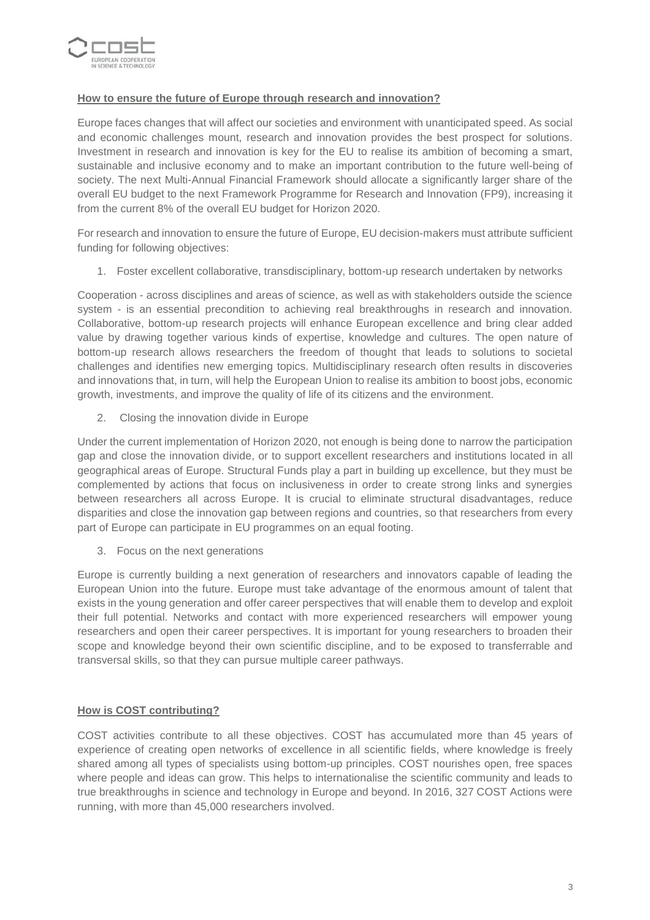**How to ensure the future of Europe through research and innovation?**

Europe faces changes that will affect our societies and environment with unanticipated speed. As social and economic challenges mount, research and innovation provides the best prospect for solutions. Investment in research and innovation is key for the EU to realise its ambition of becoming a smart, sustainable and inclusive economy and to make an important contribution to the future well-being of society. The next Multi-Annual Financial Framework should allocate a significantly larger share of the overall EU budget to the next Framework Programme for Research and Innovation (FP9), increasing it from the current 8% of the overall EU budget for Horizon 2020.

For research and innovation to ensure the future of Europe, EU decision-makers must attribute sufficient funding for following objectives:

1. Foster excellent collaborative, transdisciplinary, bottom-up research undertaken by networks

Cooperation - across disciplines and areas of science, as well as with stakeholders outside the science system - is an essential precondition to achieving real breakthroughs in research and innovation. Collaborative, bottom-up research projects will enhance European excellence and bring clear added value by drawing together various kinds of expertise, knowledge and cultures. The open nature of bottom-up research allows researchers the freedom of thought that leads to solutions to societal challenges and identifies new emerging topics. Multidisciplinary research often results in discoveries and innovations that, in turn, will help the European Union to realise its ambition to boost jobs, economic growth, investments, and improve the quality of life of its citizens and the environment.

2. Closing the innovation divide in Europe

Under the current implementation of Horizon 2020, not enough is being done to narrow the participation gap and close the innovation divide, or to support excellent researchers and institutions located in all geographical areas of Europe. Structural Funds play a part in building up excellence, but they must be complemented by actions that focus on inclusiveness in order to create strong links and synergies between researchers all across Europe. It is crucial to eliminate structural disadvantages, reduce disparities and close the innovation gap between regions and countries, so that researchers from every part of Europe can participate in EU programmes on an equal footing.

3. Focus on the next generations

Europe is currently building a next generation of researchers and innovators capable of leading the European Union into the future. Europe must take advantage of the enormous amount of talent that exists in the young generation and offer career perspectives that will enable them to develop and exploit their full potential. Networks and contact with more experienced researchers will empower young researchers and open their career perspectives. It is important for young researchers to broaden their scope and knowledge beyond their own scientific discipline, and to be exposed to transferrable and transversal skills, so that they can pursue multiple career pathways.

**How is COST contributing?**

COST activities contribute to all these objectives. COST has accumulated more than 45 years of experience of creating open networks of excellence in all scientific fields, where knowledge is freely shared among all types of specialists using bottom-up principles. COST nourishes open, free spaces where people and ideas can grow. This helps to internationalise the scientific community and leads to true breakthroughs in science and technology in Europe and beyond. In 2016, 327 COST Actions were running, with more than 45,000 researchers involved.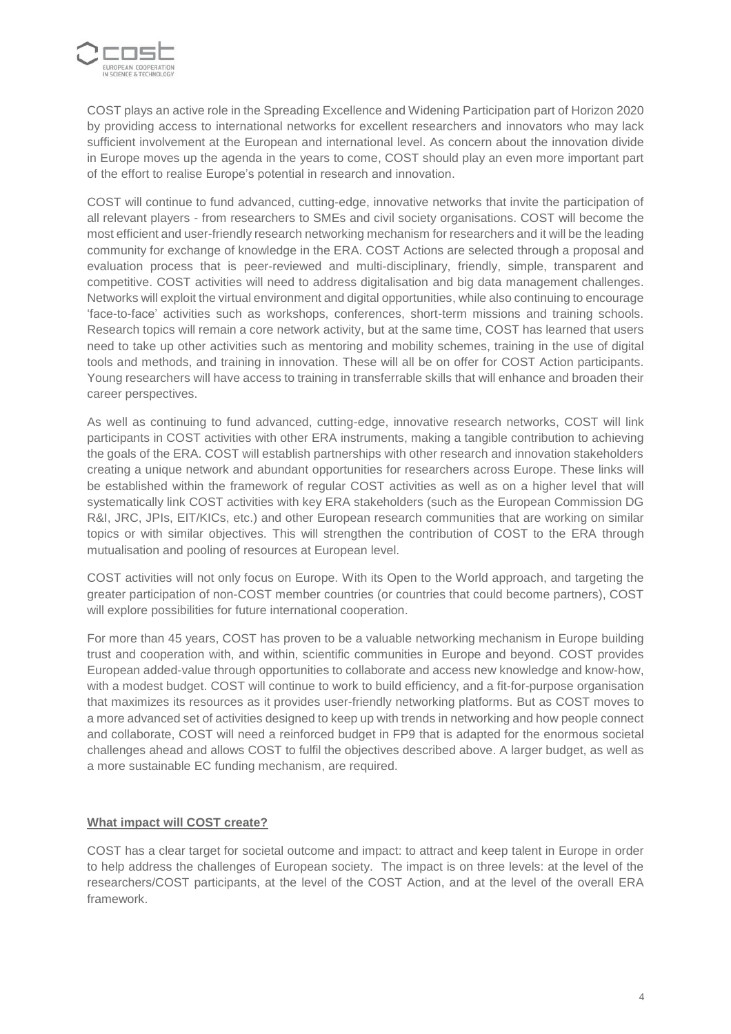COST plays an active role in the Spreading Excellence and Widening Participation part of Horizon 2020 by providing access to international networks for excellent researchers and innovators who may lack sufficient involvement at the European and international level. As concern about the innovation divide in Europe moves up the agenda in the years to come, COST should play an even more important part of the effort to realise Europe's potential in research and innovation.

COST will continue to fund advanced, cutting-edge, innovative networks that invite the participation of all relevant players - from researchers to SMEs and civil society organisations. COST will become the most efficient and user-friendly research networking mechanism for researchers and it will be the leading community for exchange of knowledge in the ERA. COST Actions are selected through a proposal and evaluation process that is peer-reviewed and multi-disciplinary, friendly, simple, transparent and competitive. COST activities will need to address digitalisation and big data management challenges. Networks will exploit the virtual environment and digital opportunities, while also continuing to encourage 'face-to-face' activities such as workshops, conferences, short-term missions and training schools. Research topics will remain a core network activity, but at the same time, COST has learned that users need to take up other activities such as mentoring and mobility schemes, training in the use of digital tools and methods, and training in innovation. These will all be on offer for COST Action participants. Young researchers will have access to training in transferrable skills that will enhance and broaden their career perspectives.

As well as continuing to fund advanced, cutting-edge, innovative research networks, COST will link participants in COST activities with other ERA instruments, making a tangible contribution to achieving the goals of the ERA. COST will establish partnerships with other research and innovation stakeholders creating a unique network and abundant opportunities for researchers across Europe. These links will be established within the framework of regular COST activities as well as on a higher level that will systematically link COST activities with key ERA stakeholders (such as the European Commission DG R&I, JRC, JPIs, EIT/KICs, etc.) and other European research communities that are working on similar topics or with similar objectives. This will strengthen the contribution of COST to the ERA through mutualisation and pooling of resources at European level.

COST activities will not only focus on Europe. With its Open to the World approach, and targeting the greater participation of non-COST member countries (or countries that could become partners), COST will explore possibilities for future international cooperation.

For more than 45 years, COST has proven to be a valuable networking mechanism in Europe building trust and cooperation with, and within, scientific communities in Europe and beyond. COST provides European added-value through opportunities to collaborate and access new knowledge and know-how, with a modest budget. COST will continue to work to build efficiency, and a fit-for-purpose organisation that maximizes its resources as it provides user-friendly networking platforms. But as COST moves to a more advanced set of activities designed to keep up with trends in networking and how people connect and collaborate, COST will need a reinforced budget in FP9 that is adapted for the enormous societal challenges ahead and allows COST to fulfil the objectives described above. A larger budget, as well as a more sustainable EC funding mechanism, are required.

## What impact will COST create?

COST has a clear target for societal outcome and impact: to attract and keep talent in Europe in order to help address the challenges of European society. The impact is on three levels: at the level of the researchers/COST participants, at the level of the COST Action, and at the level of the overall ERA framework.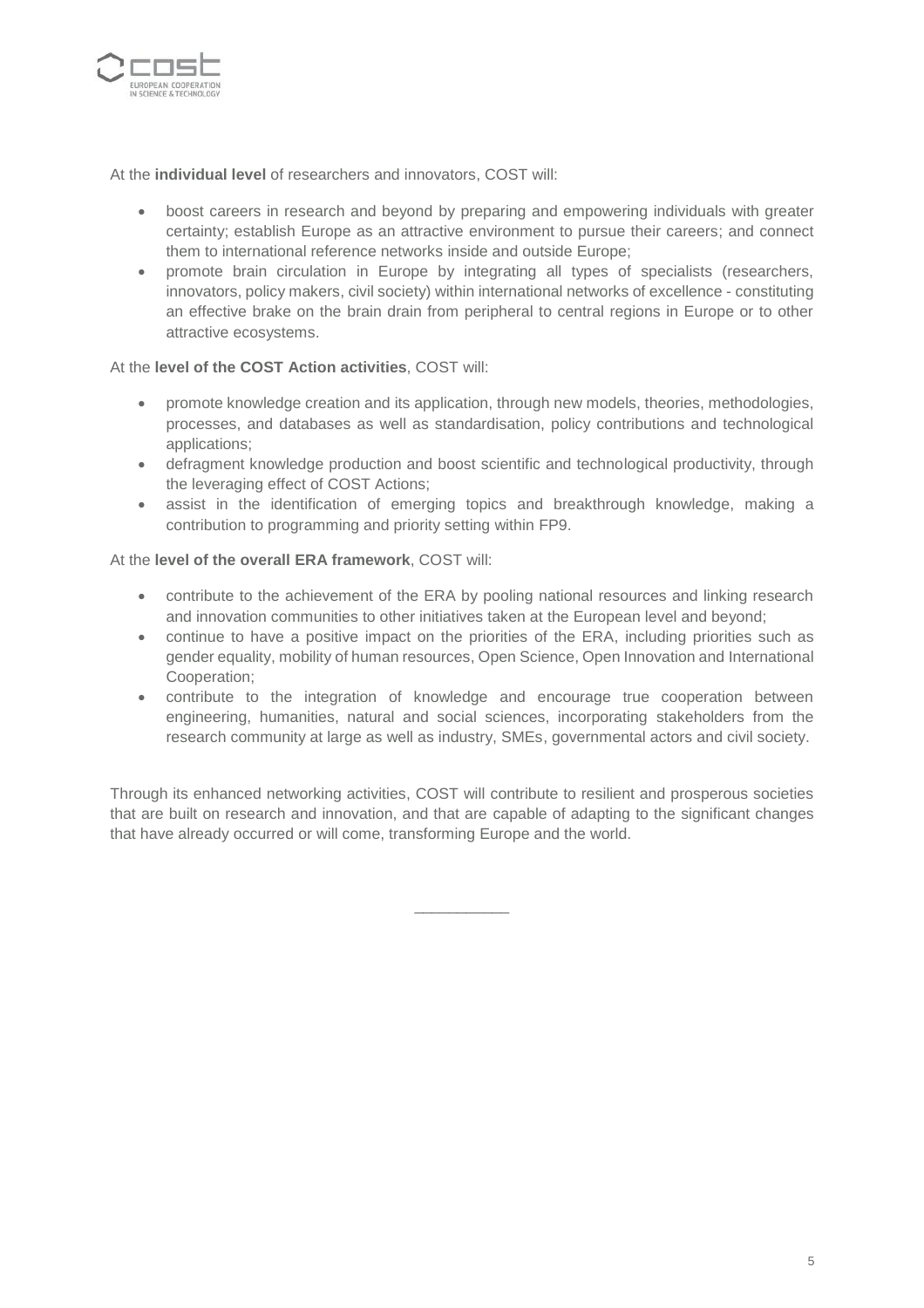At the **individual level** of researchers and innovators, COST will:

- boost careers in research and beyond by preparing and empowering individuals with greater certainty; establish Europe as an attractive environment to pursue their careers; and connect them to international reference networks inside and outside Europe;
- promote brain circulation in Europe by integrating all types of specialists (researchers, innovators, policy makers, civil society) within international networks of excellence - constituting an effective brake on the brain drain from peripheral to central regions in Europe or to other attractive ecosystems.

At the **level of the COST Action activities**, COST will:

- promote knowledge creation and its application, through new models, theories, methodologies, processes, and databases as well as standardisation, policy contributions and technological applications;
- defragment knowledge production and boost scientific and technological productivity, through the leveraging effect of COST Actions;
- assist in the identification of emerging topics and breakthrough knowledge, making a contribution to programming and priority setting within FP9.

At the **level of the overall ERA framework**, COST will:

- contribute to the achievement of the ERA by pooling national resources and linking research and innovation communities to other initiatives taken at the European level and beyond;
- continue to have a positive impact on the priorities of the ERA, including priorities such as gender equality, mobility of human resources, Open Science, Open Innovation and International Cooperation;
- contribute to the integration of knowledge and encourage true cooperation between engineering, humanities, natural and social sciences, incorporating stakeholders from the research community at large as well as industry, SMEs, governmental actors and civil society.

Through its enhanced networking activities, COST will contribute to resilient and prosperous societies that are built on research and innovation, and that are capable of adapting to the significant changes that have already occurred or will come, transforming Europe and the world.

\_\_\_\_\_\_\_\_\_\_\_